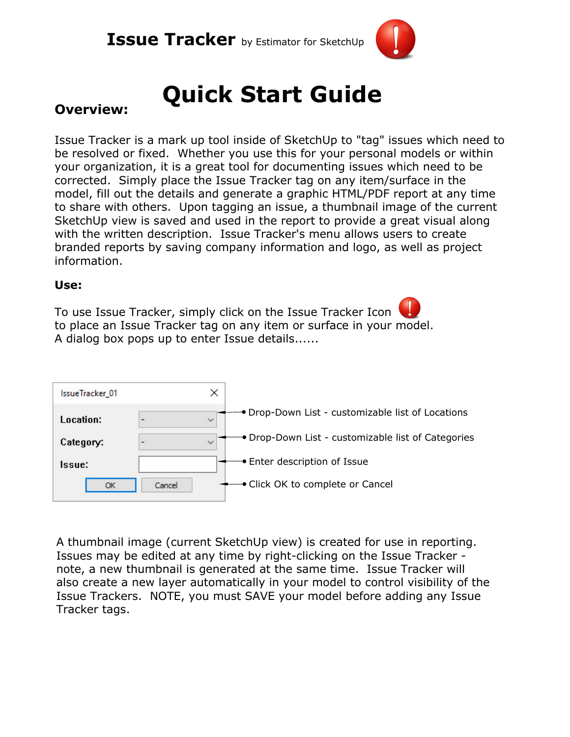# Issue Tracker by Estimator for SketchUp

# Quick Start Guide

**Overview:**

Issue Tracker is a mark up tool inside of SketchUp to "tag" issues which need to be resolved or fixed. Whether you use this for your personal models or within your organization, it is a great tool for documenting issues which need to be corrected. Simply place the Issue Tracker tag on any item/surface in the model, fill out the details and generate a graphic HTML/PDF report at any time to share with others. Upon tagging an issue, a thumbnail image of the current SketchUp view is saved and used in the report to provide a great visual along with the written description. Issue Tracker's menu allows users to create branded reports by saving company information and logo, as well as project information.

**Use:**

To use Issue Tracker, simply click on the Issue Tracker Icon to place an Issue Tracker tag on any item or surface in your model. A dialog box pops up to enter Issue details......

IssueTracker_01

- **Location:** - Drop-Down List - customizable list of Locations
- **Category:** - Drop-Down List - customizable list of Categories
- **Issue:** Enter description of Issue
- OK / Cancel - Click OK to complete or Cancel

A thumbnail image (current SketchUp view) is created for use in reporting. Issues may be edited at any time by right-clicking on the Issue Tracker - note, a new thumbnail is generated at the same time. Issue Tracker will also create a new layer automatically in your model to control visibility of the Issue Trackers. NOTE, you must SAVE your model before adding any Issue Tracker tags.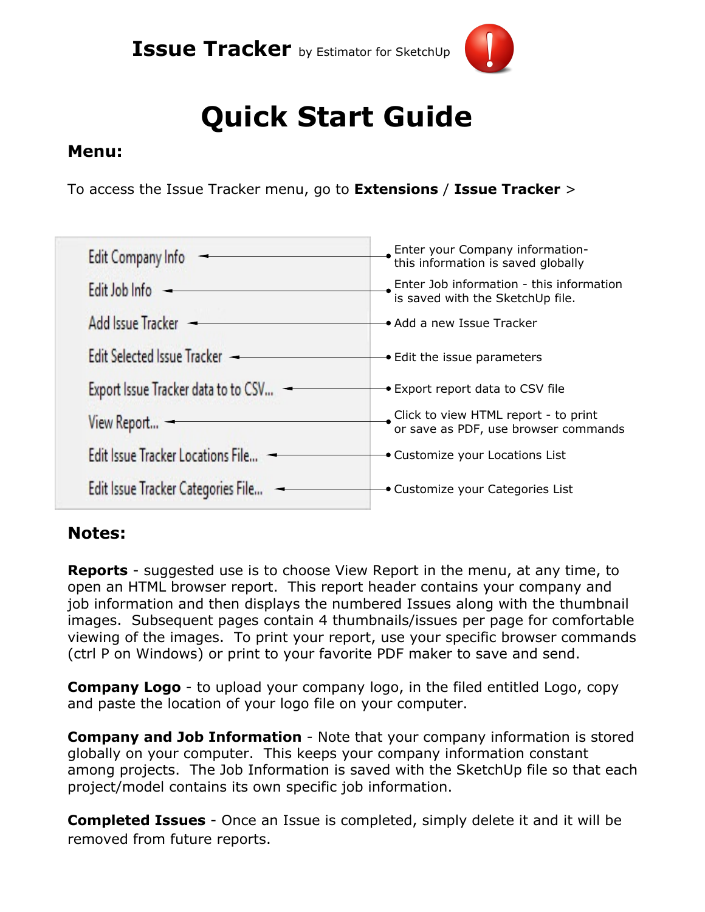**Issue Tracker** by Estimator for SketchUp

# Quick Start Guide

## Menu:

To access the Issue Tracker menu, go to **Extensions** / **Issue Tracker** >

| | |
|---|---|
| Edit Company Info | Enter your Company information- this information is saved globally |
| Edit Job Info | Enter Job information - this information is saved with the SketchUp file. |
| Add Issue Tracker | Add a new Issue Tracker |
| Edit Selected Issue Tracker | Edit the issue parameters |
| Export Issue Tracker data to to CSV... | Export report data to CSV file |
| View Report... | Click to view HTML report - to print or save as PDF, use browser commands |
| Edit Issue Tracker Locations File... | Customize your Locations List |
| Edit Issue Tracker Categories File... | Customize your Categories List |

## Notes:

**Reports** - suggested use is to choose View Report in the menu, at any time, to open an HTML browser report. This report header contains your company and job information and then displays the numbered Issues along with the thumbnail images. Subsequent pages contain 4 thumbnails/issues per page for comfortable viewing of the images. To print your report, use your specific browser commands (ctrl P on Windows) or print to your favorite PDF maker to save and send.

**Company Logo** - to upload your company logo, in the filed entitled Logo, copy and paste the location of your logo file on your computer.

**Company and Job Information** - Note that your company information is stored globally on your computer. This keeps your company information constant among projects. The Job Information is saved with the SketchUp file so that each project/model contains its own specific job information.

**Completed Issues** - Once an Issue is completed, simply delete it and it will be removed from future reports.